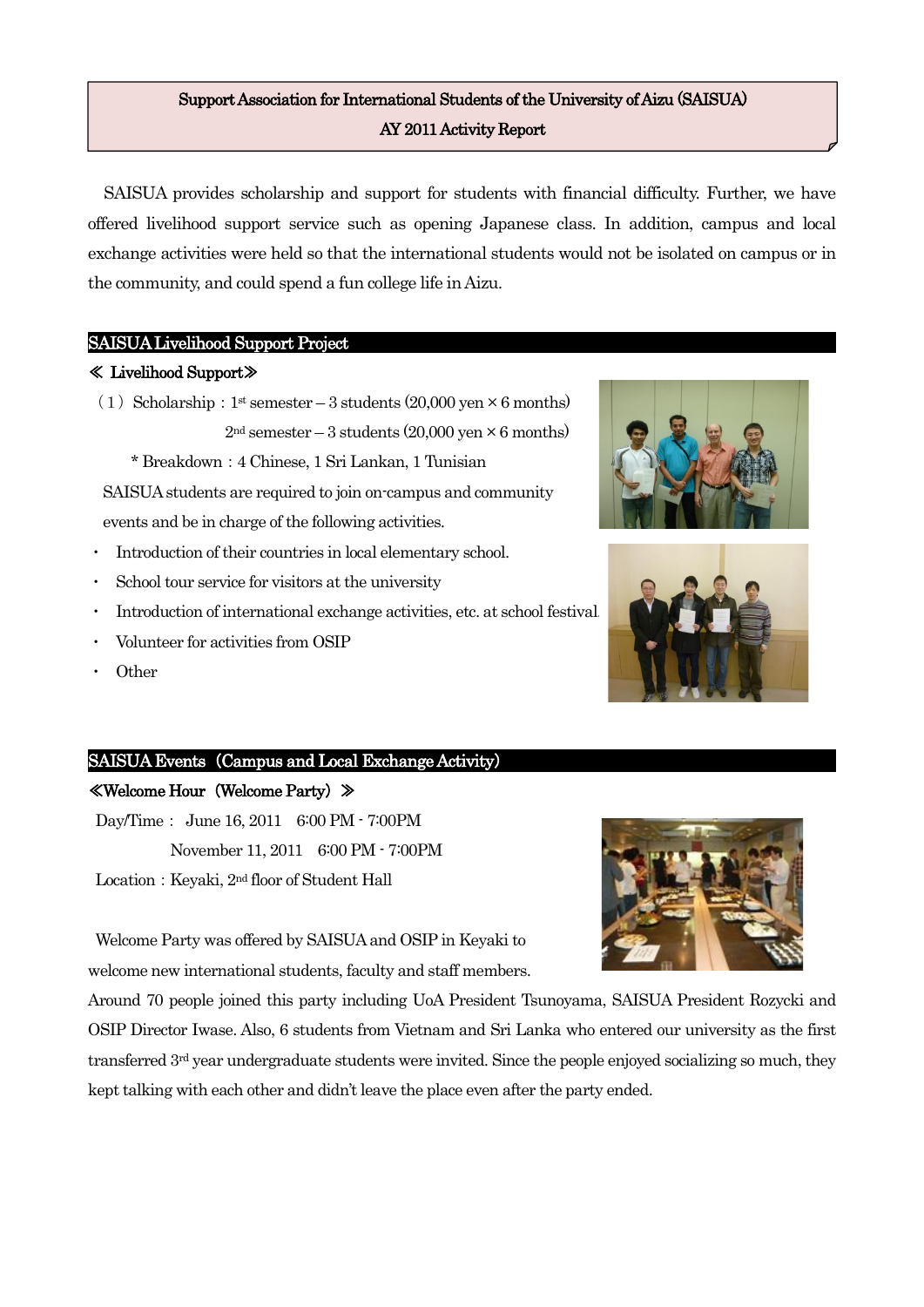# Support Association for International Students of the University of Aizu (SAISUA)
## AY 2011 Activity Report

SAISUA provides scholarship and support for students with financial difficulty. Further, we have offered livelihood support service such as opening Japanese class. In addition, campus and local exchange activities were held so that the international students would not be isolated on campus or in the community, and could spend a fun college life in Aizu.

## SAISUA Livelihood Support Project

### ≪ Livelihood Support≫

（1）Scholarship：1st semester – 3 students (20,000 yen × 6 months)
2nd semester – 3 students (20,000 yen × 6 months)

\* Breakdown：4 Chinese, 1 Sri Lankan, 1 Tunisian

SAISUA students are required to join on-campus and community events and be in charge of the following activities.

- Introduction of their countries in local elementary school.
- School tour service for visitors at the university
- Introduction of international exchange activities, etc. at school festival.
- Volunteer for activities from OSIP
- Other

## SAISUA Events（Campus and Local Exchange Activity）

### ≪Welcome Hour（Welcome Party）≫

Day/Time： June 16, 2011　6:00 PM - 7:00PM
November 11, 2011　6:00 PM - 7:00PM

Location：Keyaki, 2nd floor of Student Hall

Welcome Party was offered by SAISUA and OSIP in Keyaki to welcome new international students, faculty and staff members. Around 70 people joined this party including UoA President Tsunoyama, SAISUA President Rozycki and OSIP Director Iwase. Also, 6 students from Vietnam and Sri Lanka who entered our university as the first transferred 3rd year undergraduate students were invited. Since the people enjoyed socializing so much, they kept talking with each other and didn't leave the place even after the party ended.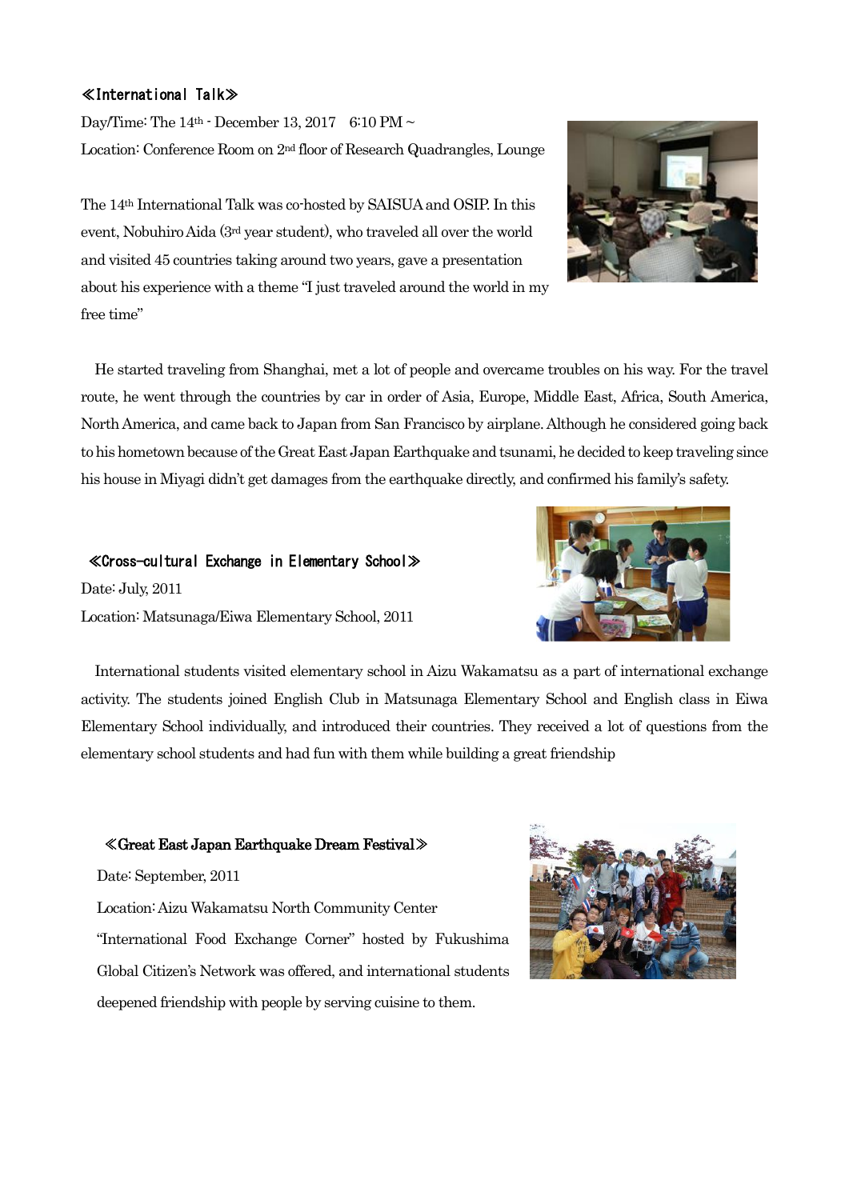### ≪International Talk≫

Day/Time: The 14th - December 13, 2017 6:10 PM ~

Location: Conference Room on 2nd floor of Research Quadrangles, Lounge

The 14th International Talk was co-hosted by SAISUA and OSIP. In this event, Nobuhiro Aida (3rd year student), who traveled all over the world and visited 45 countries taking around two years, gave a presentation about his experience with a theme "I just traveled around the world in my free time"

He started traveling from Shanghai, met a lot of people and overcame troubles on his way. For the travel route, he went through the countries by car in order of Asia, Europe, Middle East, Africa, South America, North America, and came back to Japan from San Francisco by airplane. Although he considered going back to his hometown because of the Great East Japan Earthquake and tsunami, he decided to keep traveling since his house in Miyagi didn't get damages from the earthquake directly, and confirmed his family's safety.

### ≪Cross-cultural Exchange in Elementary School≫

Date: July, 2011

Location: Matsunaga/Eiwa Elementary School, 2011

International students visited elementary school in Aizu Wakamatsu as a part of international exchange activity. The students joined English Club in Matsunaga Elementary School and English class in Eiwa Elementary School individually, and introduced their countries. They received a lot of questions from the elementary school students and had fun with them while building a great friendship

### ≪Great East Japan Earthquake Dream Festival≫

Date: September, 2011

Location: Aizu Wakamatsu North Community Center

"International Food Exchange Corner" hosted by Fukushima Global Citizen's Network was offered, and international students deepened friendship with people by serving cuisine to them.